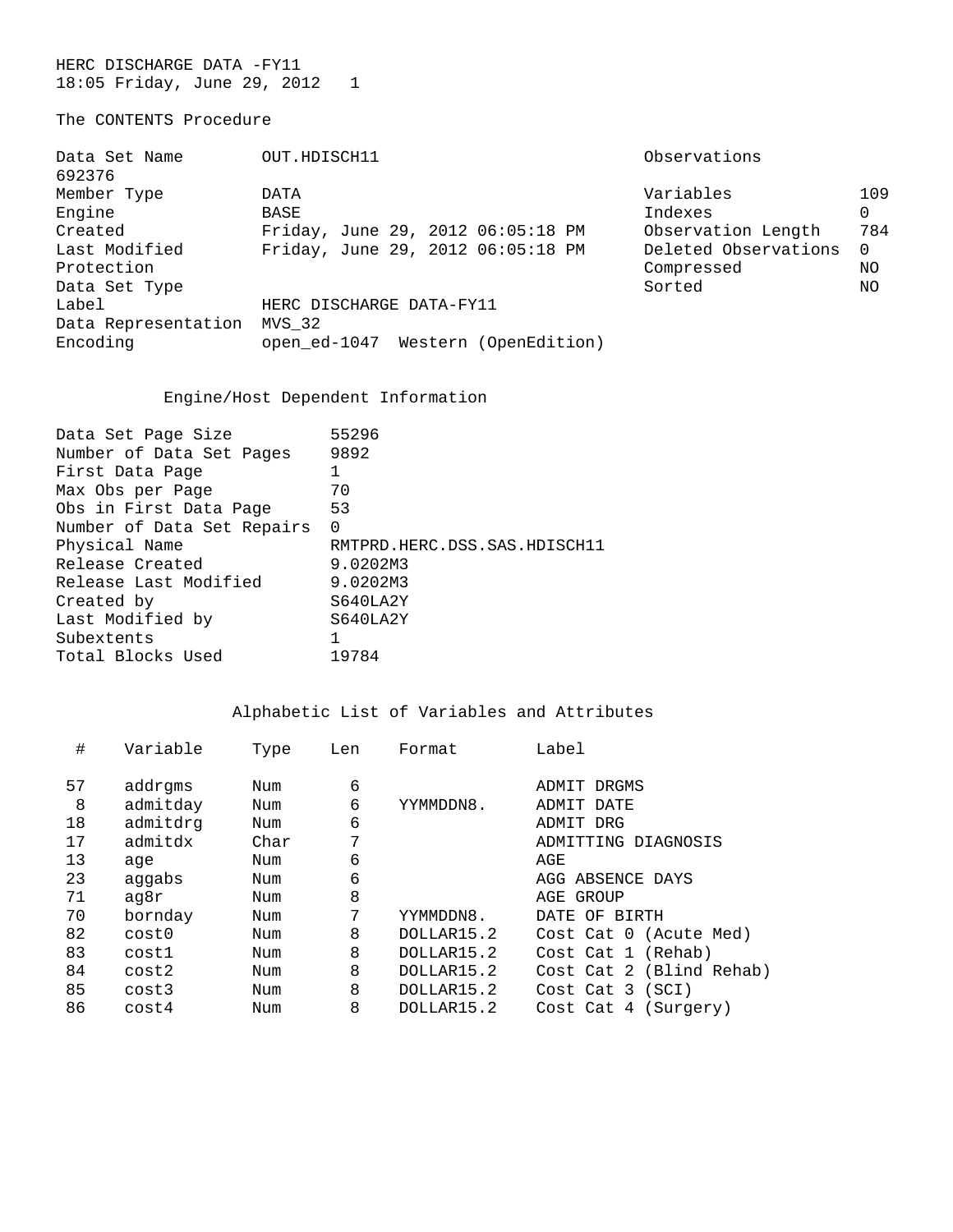HERC DISCHARGE DATA -FY11
18:05 Friday, June 29, 2012 1

The CONTENTS Procedure

| | | | |
|---|---|---|---|
| Data Set Name | OUT.HDISCH11 | Observations | 692376 |
| Member Type | DATA | Variables | 109 |
| Engine | BASE | Indexes | 0 |
| Created | Friday, June 29, 2012 06:05:18 PM | Observation Length | 784 |
| Last Modified | Friday, June 29, 2012 06:05:18 PM | Deleted Observations | 0 |
| Protection | | Compressed | NO |
| Data Set Type | | Sorted | NO |
| Label | HERC DISCHARGE DATA-FY11 | | |
| Data Representation | MVS_32 | | |
| Encoding | open_ed-1047 Western (OpenEdition) | | |

Engine/Host Dependent Information

| | |
|---|---|
| Data Set Page Size | 55296 |
| Number of Data Set Pages | 9892 |
| First Data Page | 1 |
| Max Obs per Page | 70 |
| Obs in First Data Page | 53 |
| Number of Data Set Repairs | 0 |
| Physical Name | RMTPRD.HERC.DSS.SAS.HDISCH11 |
| Release Created | 9.0202M3 |
| Release Last Modified | 9.0202M3 |
| Created by | S640LA2Y |
| Last Modified by | S640LA2Y |
| Subextents | 1 |
| Total Blocks Used | 19784 |

Alphabetic List of Variables and Attributes

| # | Variable | Type | Len | Format | Label |
|---|---|---|---|---|---|
| 57 | addrgms | Num | 6 | | ADMIT DRGMS |
| 8 | admitday | Num | 6 | YYMMDDN8. | ADMIT DATE |
| 18 | admitdrg | Num | 6 | | ADMIT DRG |
| 17 | admitdx | Char | 7 | | ADMITTING DIAGNOSIS |
| 13 | age | Num | 6 | | AGE |
| 23 | aggabs | Num | 6 | | AGG ABSENCE DAYS |
| 71 | ag8r | Num | 8 | | AGE GROUP |
| 70 | bornday | Num | 7 | YYMMDDN8. | DATE OF BIRTH |
| 82 | cost0 | Num | 8 | DOLLAR15.2 | Cost Cat 0 (Acute Med) |
| 83 | cost1 | Num | 8 | DOLLAR15.2 | Cost Cat 1 (Rehab) |
| 84 | cost2 | Num | 8 | DOLLAR15.2 | Cost Cat 2 (Blind Rehab) |
| 85 | cost3 | Num | 8 | DOLLAR15.2 | Cost Cat 3 (SCI) |
| 86 | cost4 | Num | 8 | DOLLAR15.2 | Cost Cat 4 (Surgery) |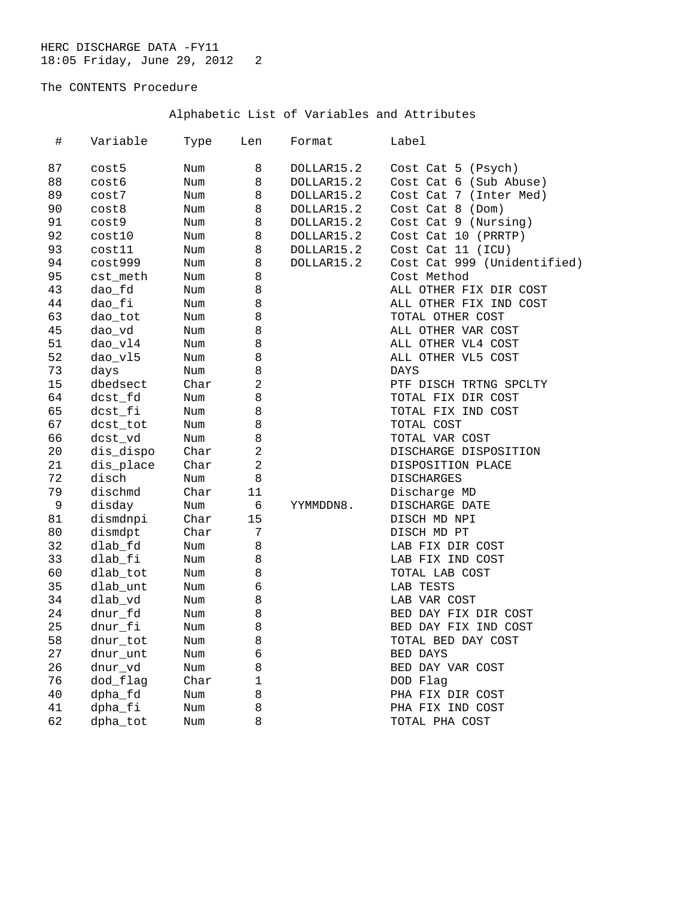HERC DISCHARGE DATA -FY11

The CONTENTS Procedure

Alphabetic List of Variables and Attributes

| # | Variable | Type | Len | Format | Label |
|---|---|---|---|---|---|
| 87 | cost5 | Num | 8 | DOLLAR15.2 | Cost Cat 5 (Psych) |
| 88 | cost6 | Num | 8 | DOLLAR15.2 | Cost Cat 6 (Sub Abuse) |
| 89 | cost7 | Num | 8 | DOLLAR15.2 | Cost Cat 7 (Inter Med) |
| 90 | cost8 | Num | 8 | DOLLAR15.2 | Cost Cat 8 (Dom) |
| 91 | cost9 | Num | 8 | DOLLAR15.2 | Cost Cat 9 (Nursing) |
| 92 | cost10 | Num | 8 | DOLLAR15.2 | Cost Cat 10 (PRRTP) |
| 93 | cost11 | Num | 8 | DOLLAR15.2 | Cost Cat 11 (ICU) |
| 94 | cost999 | Num | 8 | DOLLAR15.2 | Cost Cat 999 (Unidentified) |
| 95 | cst_meth | Num | 8 | | Cost Method |
| 43 | dao_fd | Num | 8 | | ALL OTHER FIX DIR COST |
| 44 | dao_fi | Num | 8 | | ALL OTHER FIX IND COST |
| 63 | dao_tot | Num | 8 | | TOTAL OTHER COST |
| 45 | dao_vd | Num | 8 | | ALL OTHER VAR COST |
| 51 | dao_vl4 | Num | 8 | | ALL OTHER VL4 COST |
| 52 | dao_vl5 | Num | 8 | | ALL OTHER VL5 COST |
| 73 | days | Num | 8 | | DAYS |
| 15 | dbedsect | Char | 2 | | PTF DISCH TRTNG SPCLTY |
| 64 | dcst_fd | Num | 8 | | TOTAL FIX DIR COST |
| 65 | dcst_fi | Num | 8 | | TOTAL FIX IND COST |
| 67 | dcst_tot | Num | 8 | | TOTAL COST |
| 66 | dcst_vd | Num | 8 | | TOTAL VAR COST |
| 20 | dis_dispo | Char | 2 | | DISCHARGE DISPOSITION |
| 21 | dis_place | Char | 2 | | DISPOSITION PLACE |
| 72 | disch | Num | 8 | | DISCHARGES |
| 79 | dischmd | Char | 11 | | Discharge MD |
| 9 | disday | Num | 6 | YYMMDDN8. | DISCHARGE DATE |
| 81 | dismdnpi | Char | 15 | | DISCH MD NPI |
| 80 | dismdpt | Char | 7 | | DISCH MD PT |
| 32 | dlab_fd | Num | 8 | | LAB FIX DIR COST |
| 33 | dlab_fi | Num | 8 | | LAB FIX IND COST |
| 60 | dlab_tot | Num | 8 | | TOTAL LAB COST |
| 35 | dlab_unt | Num | 6 | | LAB TESTS |
| 34 | dlab_vd | Num | 8 | | LAB VAR COST |
| 24 | dnur_fd | Num | 8 | | BED DAY FIX DIR COST |
| 25 | dnur_fi | Num | 8 | | BED DAY FIX IND COST |
| 58 | dnur_tot | Num | 8 | | TOTAL BED DAY COST |
| 27 | dnur_unt | Num | 6 | | BED DAYS |
| 26 | dnur_vd | Num | 8 | | BED DAY VAR COST |
| 76 | dod_flag | Char | 1 | | DOD Flag |
| 40 | dpha_fd | Num | 8 | | PHA FIX DIR COST |
| 41 | dpha_fi | Num | 8 | | PHA FIX IND COST |
| 62 | dpha_tot | Num | 8 | | TOTAL PHA COST |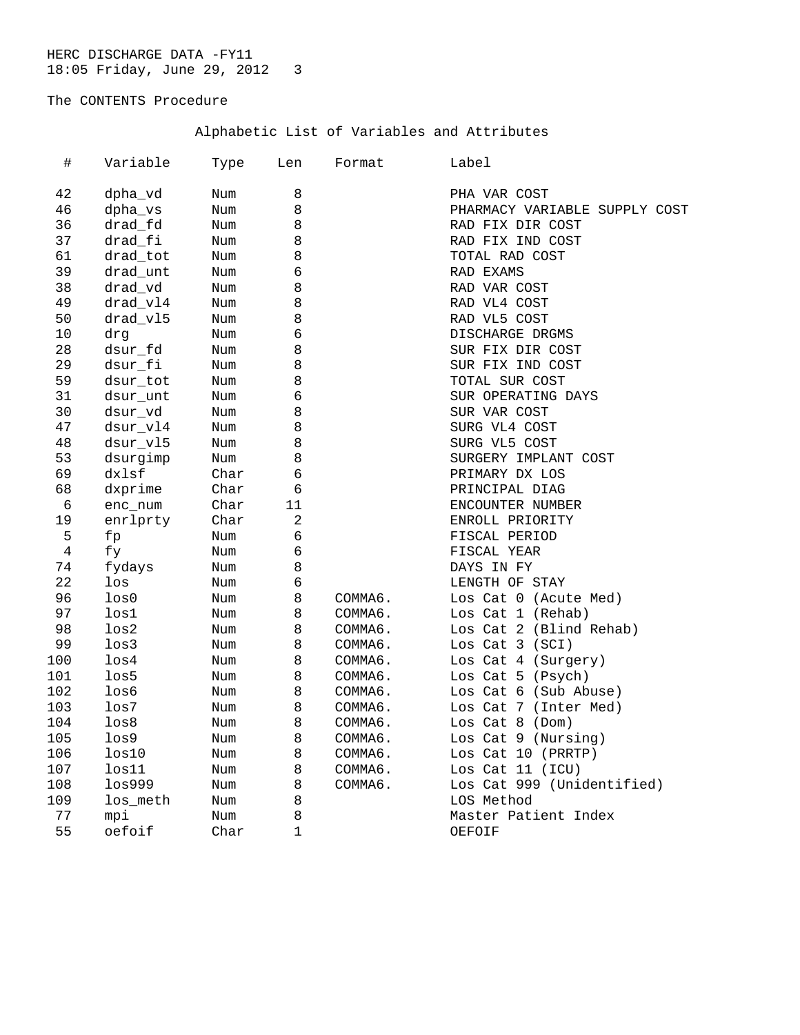HERC DISCHARGE DATA -FY11
18:05 Friday, June 29, 2012

The CONTENTS Procedure

Alphabetic List of Variables and Attributes

| # | Variable | Type | Len | Format | Label |
|---|---|---|---|---|---|
| 42 | dpha_vd | Num | 8 | | PHA VAR COST |
| 46 | dpha_vs | Num | 8 | | PHARMACY VARIABLE SUPPLY COST |
| 36 | drad_fd | Num | 8 | | RAD FIX DIR COST |
| 37 | drad_fi | Num | 8 | | RAD FIX IND COST |
| 61 | drad_tot | Num | 8 | | TOTAL RAD COST |
| 39 | drad_unt | Num | 6 | | RAD EXAMS |
| 38 | drad_vd | Num | 8 | | RAD VAR COST |
| 49 | drad_vl4 | Num | 8 | | RAD VL4 COST |
| 50 | drad_vl5 | Num | 8 | | RAD VL5 COST |
| 10 | drg | Num | 6 | | DISCHARGE DRGMS |
| 28 | dsur_fd | Num | 8 | | SUR FIX DIR COST |
| 29 | dsur_fi | Num | 8 | | SUR FIX IND COST |
| 59 | dsur_tot | Num | 8 | | TOTAL SUR COST |
| 31 | dsur_unt | Num | 6 | | SUR OPERATING DAYS |
| 30 | dsur_vd | Num | 8 | | SUR VAR COST |
| 47 | dsur_vl4 | Num | 8 | | SURG VL4 COST |
| 48 | dsur_vl5 | Num | 8 | | SURG VL5 COST |
| 53 | dsurgimp | Num | 8 | | SURGERY IMPLANT COST |
| 69 | dxlsf | Char | 6 | | PRIMARY DX LOS |
| 68 | dxprime | Char | 6 | | PRINCIPAL DIAG |
| 6 | enc_num | Char | 11 | | ENCOUNTER NUMBER |
| 19 | enrlprty | Char | 2 | | ENROLL PRIORITY |
| 5 | fp | Num | 6 | | FISCAL PERIOD |
| 4 | fy | Num | 6 | | FISCAL YEAR |
| 74 | fydays | Num | 8 | | DAYS IN FY |
| 22 | los | Num | 6 | | LENGTH OF STAY |
| 96 | los0 | Num | 8 | COMMA6. | Los Cat 0 (Acute Med) |
| 97 | los1 | Num | 8 | COMMA6. | Los Cat 1 (Rehab) |
| 98 | los2 | Num | 8 | COMMA6. | Los Cat 2 (Blind Rehab) |
| 99 | los3 | Num | 8 | COMMA6. | Los Cat 3 (SCI) |
| 100 | los4 | Num | 8 | COMMA6. | Los Cat 4 (Surgery) |
| 101 | los5 | Num | 8 | COMMA6. | Los Cat 5 (Psych) |
| 102 | los6 | Num | 8 | COMMA6. | Los Cat 6 (Sub Abuse) |
| 103 | los7 | Num | 8 | COMMA6. | Los Cat 7 (Inter Med) |
| 104 | los8 | Num | 8 | COMMA6. | Los Cat 8 (Dom) |
| 105 | los9 | Num | 8 | COMMA6. | Los Cat 9 (Nursing) |
| 106 | los10 | Num | 8 | COMMA6. | Los Cat 10 (PRRTP) |
| 107 | los11 | Num | 8 | COMMA6. | Los Cat 11 (ICU) |
| 108 | los999 | Num | 8 | COMMA6. | Los Cat 999 (Unidentified) |
| 109 | los_meth | Num | 8 | | LOS Method |
| 77 | mpi | Num | 8 | | Master Patient Index |
| 55 | oefoif | Char | 1 | | OEFOIF |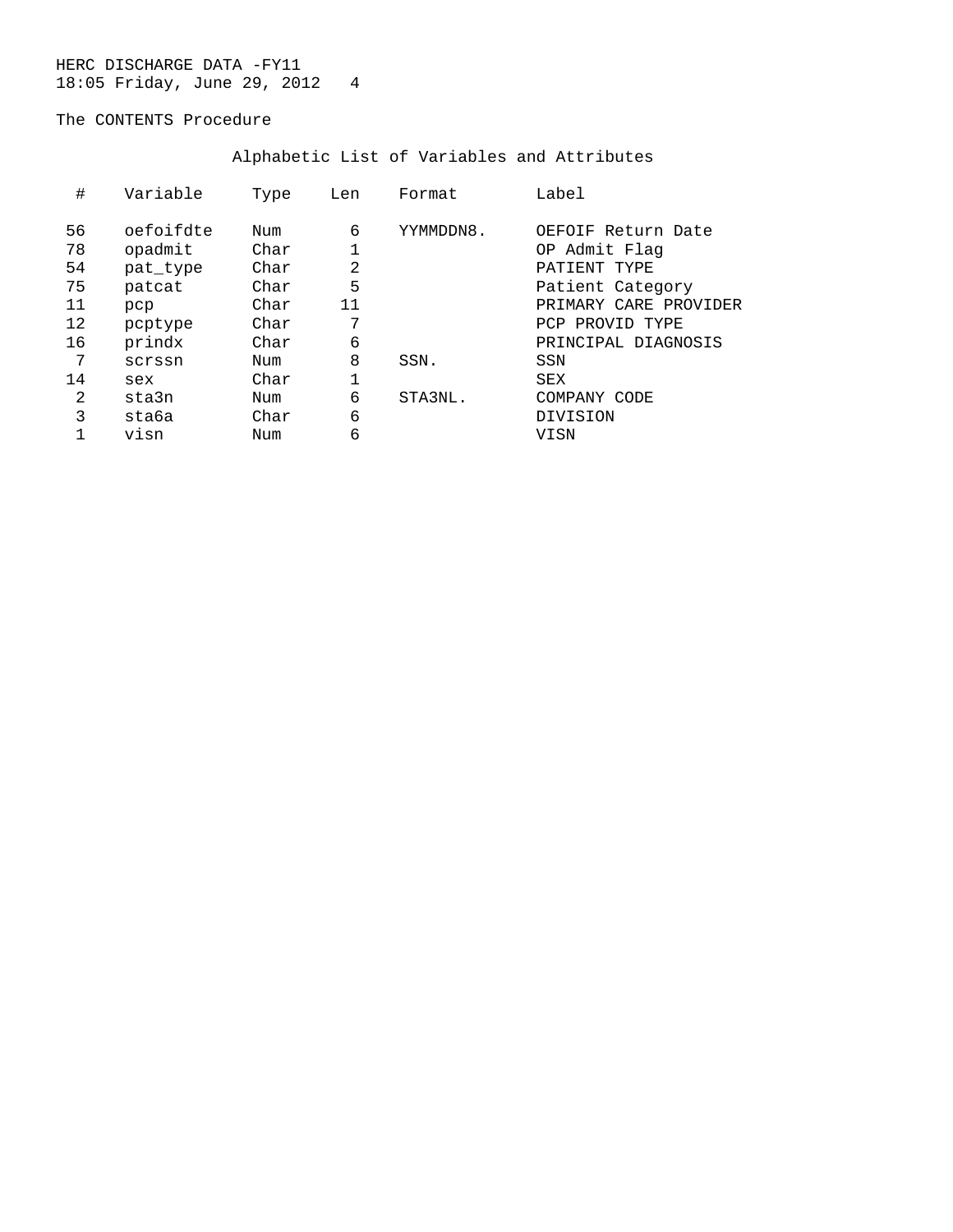HERC DISCHARGE DATA -FY11

The CONTENTS Procedure

Alphabetic List of Variables and Attributes

| # | Variable | Type | Len | Format | Label |
|---|---|---|---|---|---|
| 56 | oefoifdte | Num | 6 | YYMMDDN8. | OEFOIF Return Date |
| 78 | opadmit | Char | 1 | | OP Admit Flag |
| 54 | pat_type | Char | 2 | | PATIENT TYPE |
| 75 | patcat | Char | 5 | | Patient Category |
| 11 | pcp | Char | 11 | | PRIMARY CARE PROVIDER |
| 12 | pcptype | Char | 7 | | PCP PROVID TYPE |
| 16 | prindx | Char | 6 | | PRINCIPAL DIAGNOSIS |
| 7 | scrssn | Num | 8 | SSN. | SSN |
| 14 | sex | Char | 1 | | SEX |
| 2 | sta3n | Num | 6 | STA3NL. | COMPANY CODE |
| 3 | sta6a | Char | 6 | | DIVISION |
| 1 | visn | Num | 6 | | VISN |